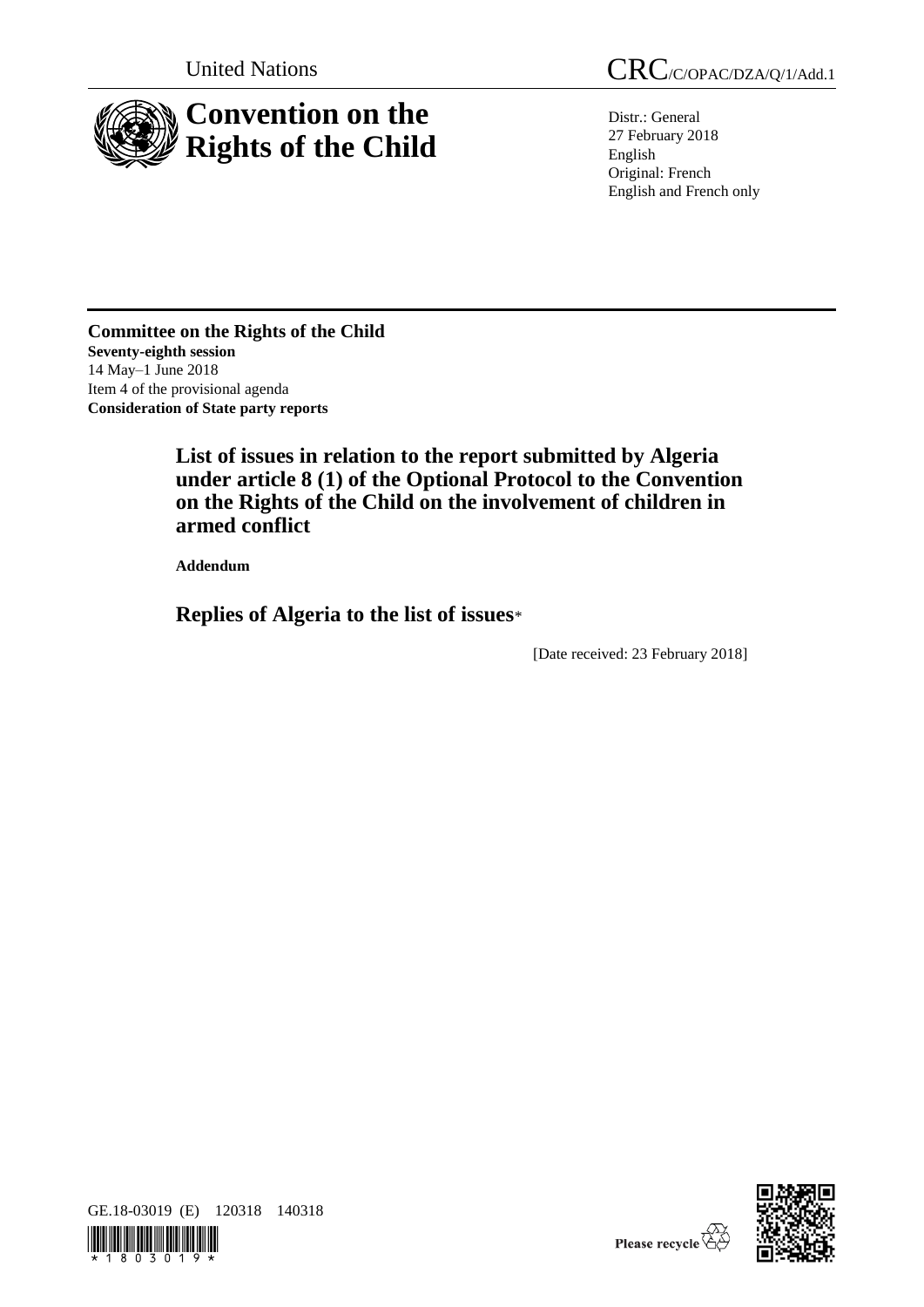United Nations

CRC/C/OPAC/DZA/Q/1/Add.1

# Convention on the Rights of the Child

Distr.: General
27 February 2018
English
Original: French
English and French only

**Committee on the Rights of the Child**
**Seventy-eighth session**
14 May–1 June 2018
Item 4 of the provisional agenda
**Consideration of State party reports**

## List of issues in relation to the report submitted by Algeria under article 8 (1) of the Optional Protocol to the Convention on the Rights of the Child on the involvement of children in armed conflict

**Addendum**

## Replies of Algeria to the list of issues*

[Date received: 23 February 2018]

GE.18-03019 (E) 120318 140318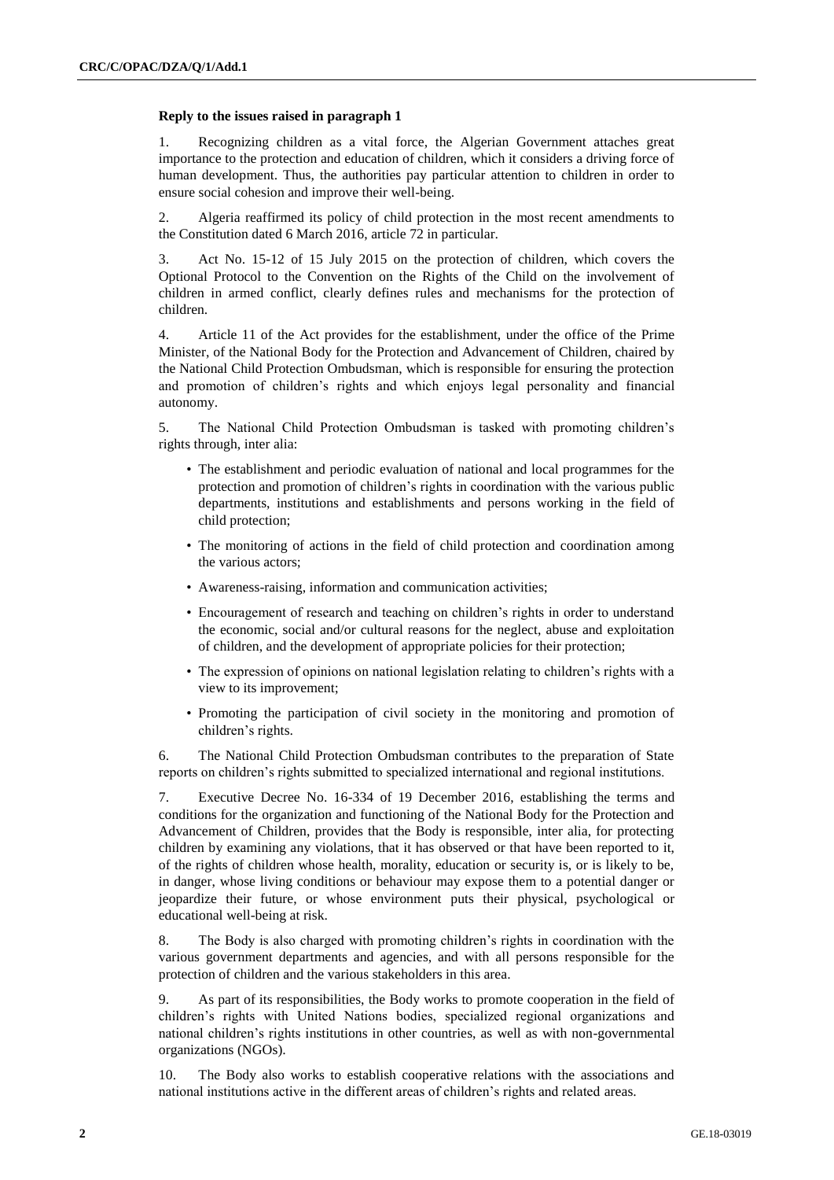**Reply to the issues raised in paragraph 1**

1. Recognizing children as a vital force, the Algerian Government attaches great importance to the protection and education of children, which it considers a driving force of human development. Thus, the authorities pay particular attention to children in order to ensure social cohesion and improve their well-being.

2. Algeria reaffirmed its policy of child protection in the most recent amendments to the Constitution dated 6 March 2016, article 72 in particular.

3. Act No. 15-12 of 15 July 2015 on the protection of children, which covers the Optional Protocol to the Convention on the Rights of the Child on the involvement of children in armed conflict, clearly defines rules and mechanisms for the protection of children.

4. Article 11 of the Act provides for the establishment, under the office of the Prime Minister, of the National Body for the Protection and Advancement of Children, chaired by the National Child Protection Ombudsman, which is responsible for ensuring the protection and promotion of children's rights and which enjoys legal personality and financial autonomy.

5. The National Child Protection Ombudsman is tasked with promoting children's rights through, inter alia:

- The establishment and periodic evaluation of national and local programmes for the protection and promotion of children's rights in coordination with the various public departments, institutions and establishments and persons working in the field of child protection;
- The monitoring of actions in the field of child protection and coordination among the various actors;
- Awareness-raising, information and communication activities;
- Encouragement of research and teaching on children's rights in order to understand the economic, social and/or cultural reasons for the neglect, abuse and exploitation of children, and the development of appropriate policies for their protection;
- The expression of opinions on national legislation relating to children's rights with a view to its improvement;
- Promoting the participation of civil society in the monitoring and promotion of children's rights.

6. The National Child Protection Ombudsman contributes to the preparation of State reports on children's rights submitted to specialized international and regional institutions.

7. Executive Decree No. 16-334 of 19 December 2016, establishing the terms and conditions for the organization and functioning of the National Body for the Protection and Advancement of Children, provides that the Body is responsible, inter alia, for protecting children by examining any violations, that it has observed or that have been reported to it, of the rights of children whose health, morality, education or security is, or is likely to be, in danger, whose living conditions or behaviour may expose them to a potential danger or jeopardize their future, or whose environment puts their physical, psychological or educational well-being at risk.

8. The Body is also charged with promoting children's rights in coordination with the various government departments and agencies, and with all persons responsible for the protection of children and the various stakeholders in this area.

9. As part of its responsibilities, the Body works to promote cooperation in the field of children's rights with United Nations bodies, specialized regional organizations and national children's rights institutions in other countries, as well as with non-governmental organizations (NGOs).

10. The Body also works to establish cooperative relations with the associations and national institutions active in the different areas of children's rights and related areas.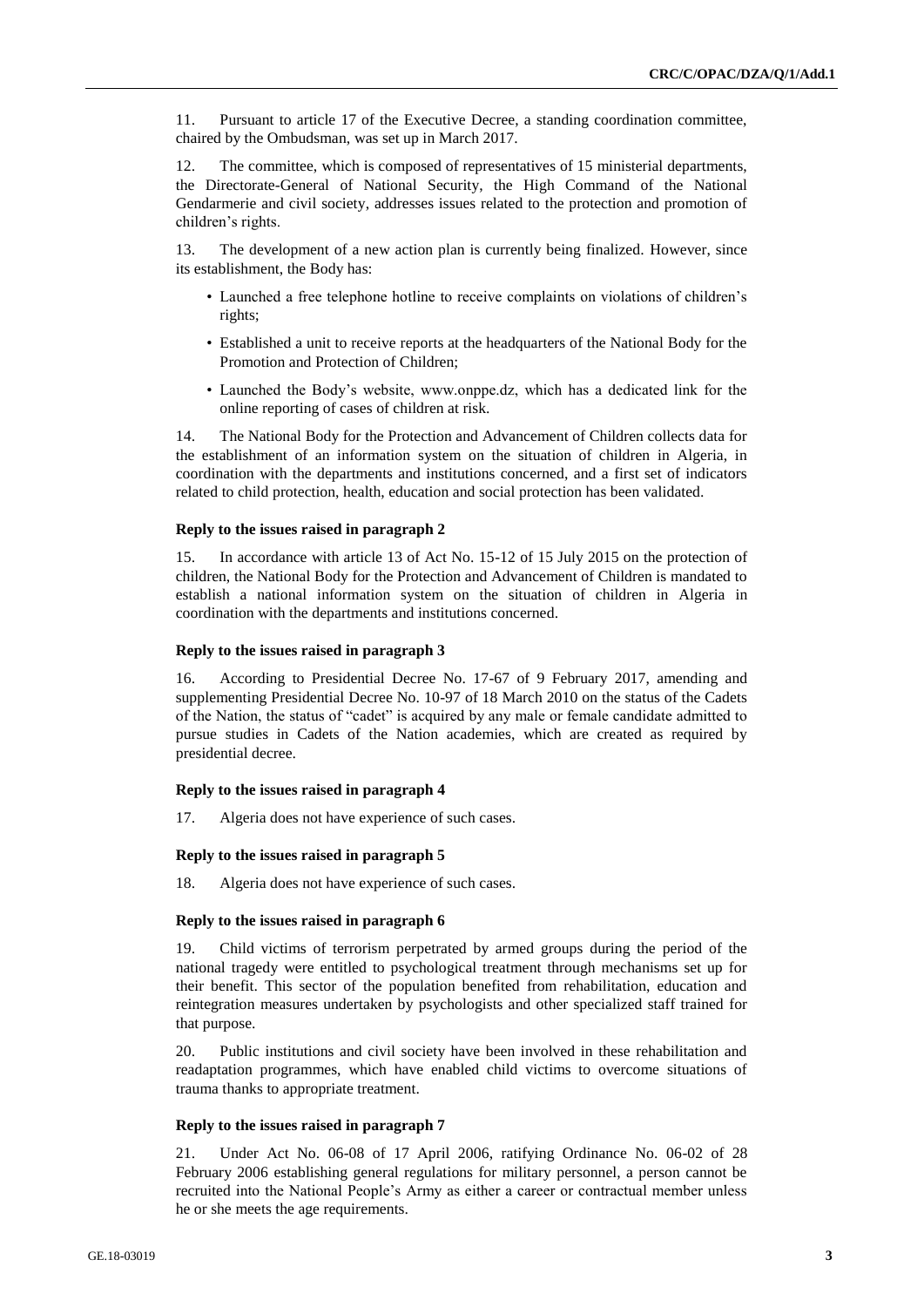11. Pursuant to article 17 of the Executive Decree, a standing coordination committee, chaired by the Ombudsman, was set up in March 2017.

12. The committee, which is composed of representatives of 15 ministerial departments, the Directorate-General of National Security, the High Command of the National Gendarmerie and civil society, addresses issues related to the protection and promotion of children's rights.

13. The development of a new action plan is currently being finalized. However, since its establishment, the Body has:

- Launched a free telephone hotline to receive complaints on violations of children's rights;
- Established a unit to receive reports at the headquarters of the National Body for the Promotion and Protection of Children;
- Launched the Body's website, www.onppe.dz, which has a dedicated link for the online reporting of cases of children at risk.

14. The National Body for the Protection and Advancement of Children collects data for the establishment of an information system on the situation of children in Algeria, in coordination with the departments and institutions concerned, and a first set of indicators related to child protection, health, education and social protection has been validated.

**Reply to the issues raised in paragraph 2**

15. In accordance with article 13 of Act No. 15-12 of 15 July 2015 on the protection of children, the National Body for the Protection and Advancement of Children is mandated to establish a national information system on the situation of children in Algeria in coordination with the departments and institutions concerned.

**Reply to the issues raised in paragraph 3**

16. According to Presidential Decree No. 17-67 of 9 February 2017, amending and supplementing Presidential Decree No. 10-97 of 18 March 2010 on the status of the Cadets of the Nation, the status of "cadet" is acquired by any male or female candidate admitted to pursue studies in Cadets of the Nation academies, which are created as required by presidential decree.

**Reply to the issues raised in paragraph 4**

17. Algeria does not have experience of such cases.

**Reply to the issues raised in paragraph 5**

18. Algeria does not have experience of such cases.

**Reply to the issues raised in paragraph 6**

19. Child victims of terrorism perpetrated by armed groups during the period of the national tragedy were entitled to psychological treatment through mechanisms set up for their benefit. This sector of the population benefited from rehabilitation, education and reintegration measures undertaken by psychologists and other specialized staff trained for that purpose.

20. Public institutions and civil society have been involved in these rehabilitation and readaptation programmes, which have enabled child victims to overcome situations of trauma thanks to appropriate treatment.

**Reply to the issues raised in paragraph 7**

21. Under Act No. 06-08 of 17 April 2006, ratifying Ordinance No. 06-02 of 28 February 2006 establishing general regulations for military personnel, a person cannot be recruited into the National People's Army as either a career or contractual member unless he or she meets the age requirements.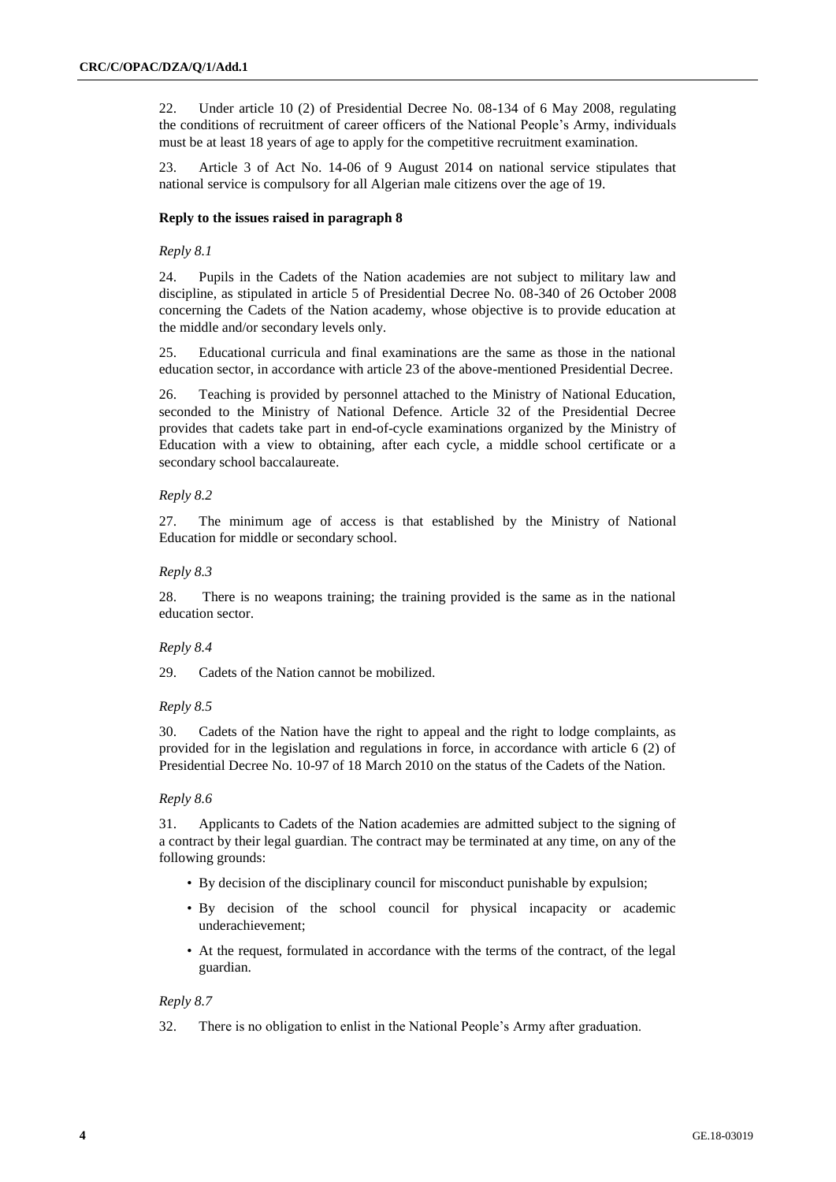22. Under article 10 (2) of Presidential Decree No. 08-134 of 6 May 2008, regulating the conditions of recruitment of career officers of the National People's Army, individuals must be at least 18 years of age to apply for the competitive recruitment examination.

23. Article 3 of Act No. 14-06 of 9 August 2014 on national service stipulates that national service is compulsory for all Algerian male citizens over the age of 19.

#### Reply to the issues raised in paragraph 8

*Reply 8.1*

24. Pupils in the Cadets of the Nation academies are not subject to military law and discipline, as stipulated in article 5 of Presidential Decree No. 08-340 of 26 October 2008 concerning the Cadets of the Nation academy, whose objective is to provide education at the middle and/or secondary levels only.

25. Educational curricula and final examinations are the same as those in the national education sector, in accordance with article 23 of the above-mentioned Presidential Decree.

26. Teaching is provided by personnel attached to the Ministry of National Education, seconded to the Ministry of National Defence. Article 32 of the Presidential Decree provides that cadets take part in end-of-cycle examinations organized by the Ministry of Education with a view to obtaining, after each cycle, a middle school certificate or a secondary school baccalaureate.

*Reply 8.2*

27. The minimum age of access is that established by the Ministry of National Education for middle or secondary school.

*Reply 8.3*

28. There is no weapons training; the training provided is the same as in the national education sector.

*Reply 8.4*

29. Cadets of the Nation cannot be mobilized.

*Reply 8.5*

30. Cadets of the Nation have the right to appeal and the right to lodge complaints, as provided for in the legislation and regulations in force, in accordance with article 6 (2) of Presidential Decree No. 10-97 of 18 March 2010 on the status of the Cadets of the Nation.

*Reply 8.6*

31. Applicants to Cadets of the Nation academies are admitted subject to the signing of a contract by their legal guardian. The contract may be terminated at any time, on any of the following grounds:

- By decision of the disciplinary council for misconduct punishable by expulsion;
- By decision of the school council for physical incapacity or academic underachievement;
- At the request, formulated in accordance with the terms of the contract, of the legal guardian.

*Reply 8.7*

32. There is no obligation to enlist in the National People's Army after graduation.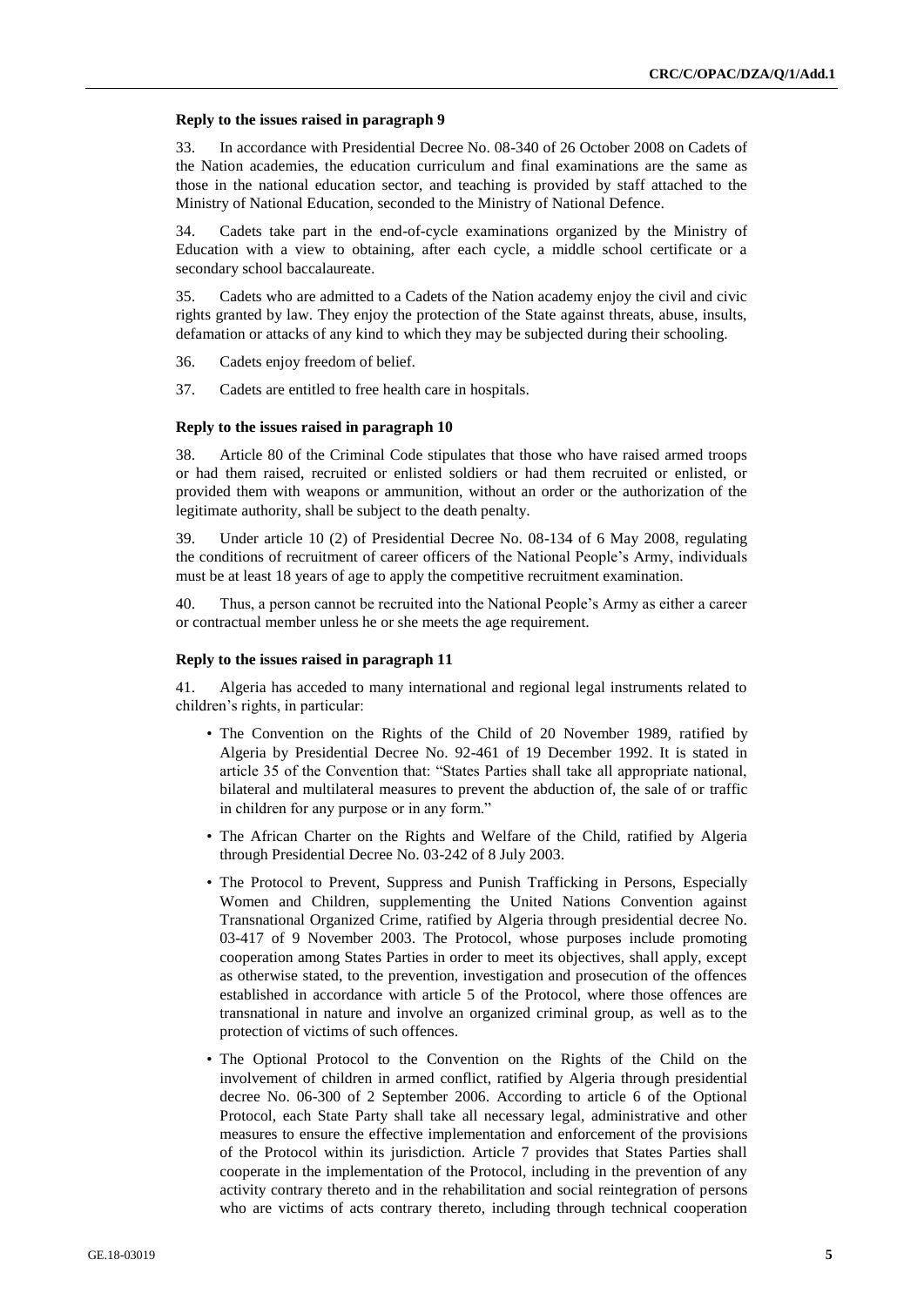**Reply to the issues raised in paragraph 9**

33. In accordance with Presidential Decree No. 08-340 of 26 October 2008 on Cadets of the Nation academies, the education curriculum and final examinations are the same as those in the national education sector, and teaching is provided by staff attached to the Ministry of National Education, seconded to the Ministry of National Defence.

34. Cadets take part in the end-of-cycle examinations organized by the Ministry of Education with a view to obtaining, after each cycle, a middle school certificate or a secondary school baccalaureate.

35. Cadets who are admitted to a Cadets of the Nation academy enjoy the civil and civic rights granted by law. They enjoy the protection of the State against threats, abuse, insults, defamation or attacks of any kind to which they may be subjected during their schooling.

36. Cadets enjoy freedom of belief.

37. Cadets are entitled to free health care in hospitals.

**Reply to the issues raised in paragraph 10**

38. Article 80 of the Criminal Code stipulates that those who have raised armed troops or had them raised, recruited or enlisted soldiers or had them recruited or enlisted, or provided them with weapons or ammunition, without an order or the authorization of the legitimate authority, shall be subject to the death penalty.

39. Under article 10 (2) of Presidential Decree No. 08-134 of 6 May 2008, regulating the conditions of recruitment of career officers of the National People's Army, individuals must be at least 18 years of age to apply the competitive recruitment examination.

40. Thus, a person cannot be recruited into the National People's Army as either a career or contractual member unless he or she meets the age requirement.

**Reply to the issues raised in paragraph 11**

41. Algeria has acceded to many international and regional legal instruments related to children's rights, in particular:

- The Convention on the Rights of the Child of 20 November 1989, ratified by Algeria by Presidential Decree No. 92-461 of 19 December 1992. It is stated in article 35 of the Convention that: "States Parties shall take all appropriate national, bilateral and multilateral measures to prevent the abduction of, the sale of or traffic in children for any purpose or in any form."
- The African Charter on the Rights and Welfare of the Child, ratified by Algeria through Presidential Decree No. 03-242 of 8 July 2003.
- The Protocol to Prevent, Suppress and Punish Trafficking in Persons, Especially Women and Children, supplementing the United Nations Convention against Transnational Organized Crime, ratified by Algeria through presidential decree No. 03-417 of 9 November 2003. The Protocol, whose purposes include promoting cooperation among States Parties in order to meet its objectives, shall apply, except as otherwise stated, to the prevention, investigation and prosecution of the offences established in accordance with article 5 of the Protocol, where those offences are transnational in nature and involve an organized criminal group, as well as to the protection of victims of such offences.
- The Optional Protocol to the Convention on the Rights of the Child on the involvement of children in armed conflict, ratified by Algeria through presidential decree No. 06-300 of 2 September 2006. According to article 6 of the Optional Protocol, each State Party shall take all necessary legal, administrative and other measures to ensure the effective implementation and enforcement of the provisions of the Protocol within its jurisdiction. Article 7 provides that States Parties shall cooperate in the implementation of the Protocol, including in the prevention of any activity contrary thereto and in the rehabilitation and social reintegration of persons who are victims of acts contrary thereto, including through technical cooperation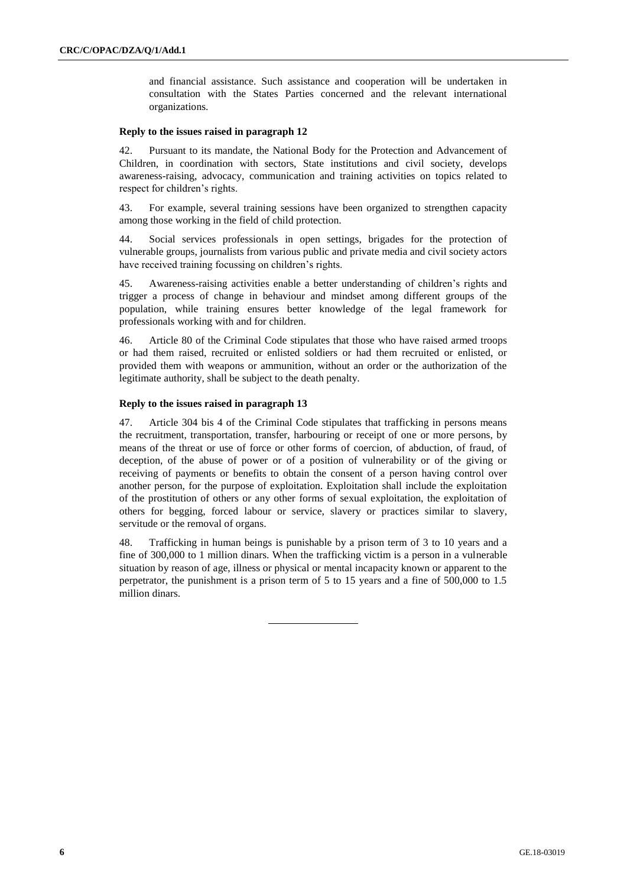and financial assistance. Such assistance and cooperation will be undertaken in consultation with the States Parties concerned and the relevant international organizations.

### Reply to the issues raised in paragraph 12

42. Pursuant to its mandate, the National Body for the Protection and Advancement of Children, in coordination with sectors, State institutions and civil society, develops awareness-raising, advocacy, communication and training activities on topics related to respect for children's rights.

43. For example, several training sessions have been organized to strengthen capacity among those working in the field of child protection.

44. Social services professionals in open settings, brigades for the protection of vulnerable groups, journalists from various public and private media and civil society actors have received training focussing on children's rights.

45. Awareness-raising activities enable a better understanding of children's rights and trigger a process of change in behaviour and mindset among different groups of the population, while training ensures better knowledge of the legal framework for professionals working with and for children.

46. Article 80 of the Criminal Code stipulates that those who have raised armed troops or had them raised, recruited or enlisted soldiers or had them recruited or enlisted, or provided them with weapons or ammunition, without an order or the authorization of the legitimate authority, shall be subject to the death penalty.

### Reply to the issues raised in paragraph 13

47. Article 304 bis 4 of the Criminal Code stipulates that trafficking in persons means the recruitment, transportation, transfer, harbouring or receipt of one or more persons, by means of the threat or use of force or other forms of coercion, of abduction, of fraud, of deception, of the abuse of power or of a position of vulnerability or of the giving or receiving of payments or benefits to obtain the consent of a person having control over another person, for the purpose of exploitation. Exploitation shall include the exploitation of the prostitution of others or any other forms of sexual exploitation, the exploitation of others for begging, forced labour or service, slavery or practices similar to slavery, servitude or the removal of organs.

48. Trafficking in human beings is punishable by a prison term of 3 to 10 years and a fine of 300,000 to 1 million dinars. When the trafficking victim is a person in a vulnerable situation by reason of age, illness or physical or mental incapacity known or apparent to the perpetrator, the punishment is a prison term of 5 to 15 years and a fine of 500,000 to 1.5 million dinars.